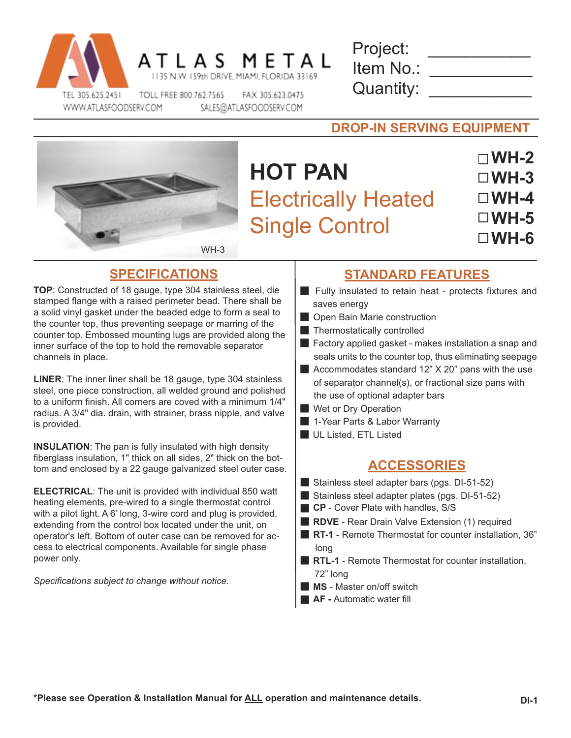# ATLAS METAL

1135 N.W. 159th DRIVE, MIAMI, FLORIDA 33169

TEL 305.625.2451 TOLL FREE 800.762.7565 FAX 305.623.0475
WWW.ATLASFOODSERV.COM SALES@ATLASFOODSERV.COM

Project: ___________
Item No.: ___________
Quantity: ___________

**DROP-IN SERVING EQUIPMENT**

WH-3

# HOT PAN

## Electrically Heated Single Control

- ☐ **WH-2**
- ☐ **WH-3**
- ☐ **WH-4**
- ☐ **WH-5**
- ☐ **WH-6**

## SPECIFICATIONS

**TOP**: Constructed of 18 gauge, type 304 stainless steel, die stamped flange with a raised perimeter bead. There shall be a solid vinyl gasket under the beaded edge to form a seal to the counter top, thus preventing seepage or marring of the counter top. Embossed mounting lugs are provided along the inner surface of the top to hold the removable separator channels in place.

**LINER**: The inner liner shall be 18 gauge, type 304 stainless steel, one piece construction, all welded ground and polished to a uniform finish. All corners are coved with a minimum 1/4" radius. A 3/4" dia. drain, with strainer, brass nipple, and valve is provided.

**INSULATION**: The pan is fully insulated with high density fiberglass insulation, 1" thick on all sides, 2" thick on the bottom and enclosed by a 22 gauge galvanized steel outer case.

**ELECTRICAL**: The unit is provided with individual 850 watt heating elements, pre-wired to a single thermostat control with a pilot light. A 6' long, 3-wire cord and plug is provided, extending from the control box located under the unit, on operator's left. Bottom of outer case can be removed for access to electrical components. Available for single phase power only.

*Specifications subject to change without notice.*

## STANDARD FEATURES

- Fully insulated to retain heat - protects fixtures and saves energy
- Open Bain Marie construction
- Thermostatically controlled
- Factory applied gasket - makes installation a snap and seals units to the counter top, thus eliminating seepage
- Accommodates standard 12" X 20" pans with the use of separator channel(s), or fractional size pans with the use of optional adapter bars
- Wet or Dry Operation
- 1-Year Parts & Labor Warranty
- UL Listed, ETL Listed

## ACCESSORIES

- Stainless steel adapter bars (pgs. DI-51-52)
- Stainless steel adapter plates (pgs. DI-51-52)
- **CP** - Cover Plate with handles, S/S
- **RDVE** - Rear Drain Valve Extension (1) required
- **RT-1** - Remote Thermostat for counter installation, 36" long
- **RTL-1** - Remote Thermostat for counter installation, 72" long
- **MS** - Master on/off switch
- **AF -** Automatic water fill

**\*Please see Operation & Installation Manual for ALL operation and maintenance details.**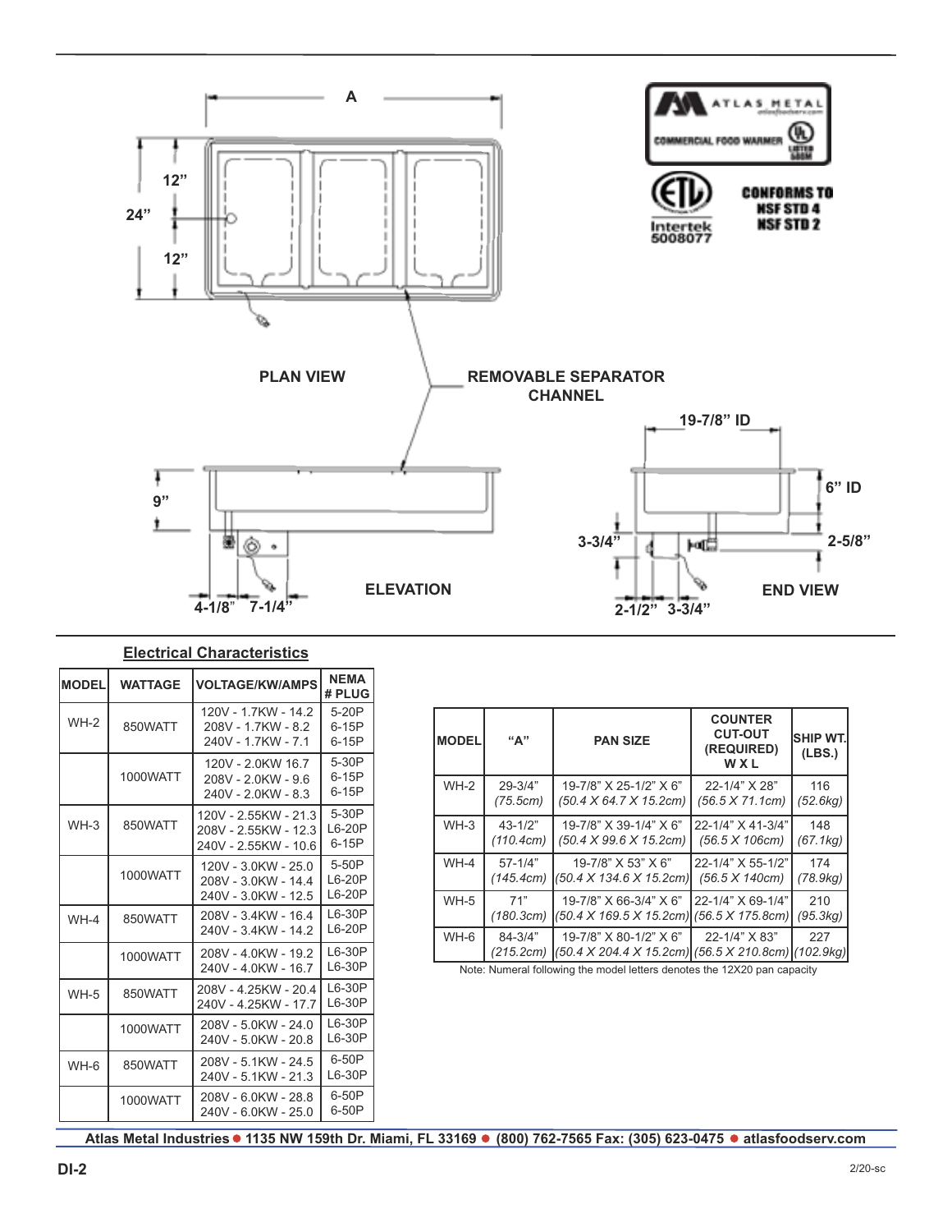A

12"

24"

12"

PLAN VIEW

REMOVABLE SEPARATOR CHANNEL

ATLAS METAL
COMMERCIAL FOOD WARMER

Intertek 5008077

CONFORMS TO NSF STD 4 NSF STD 2

19-7/8" ID

9"

6" ID

3-3/4"

2-5/8"

4-1/8" 7-1/4"

ELEVATION

2-1/2" 3-3/4"

END VIEW

## Electrical Characteristics

| MODEL | WATTAGE | VOLTAGE/KW/AMPS | NEMA # PLUG |
|---|---|---|---|
| WH-2 | 850WATT | 120V - 1.7KW - 14.2<br>208V - 1.7KW - 8.2<br>240V - 1.7KW - 7.1 | 5-20P<br>6-15P<br>6-15P |
| | 1000WATT | 120V - 2.0KW 16.7<br>208V - 2.0KW - 9.6<br>240V - 2.0KW - 8.3 | 5-30P<br>6-15P<br>6-15P |
| WH-3 | 850WATT | 120V - 2.55KW - 21.3<br>208V - 2.55KW - 12.3<br>240V - 2.55KW - 10.6 | 5-30P<br>L6-20P<br>6-15P |
| | 1000WATT | 120V - 3.0KW - 25.0<br>208V - 3.0KW - 14.4<br>240V - 3.0KW - 12.5 | 5-50P<br>L6-20P<br>L6-20P |
| WH-4 | 850WATT | 208V - 3.4KW - 16.4<br>240V - 3.4KW - 14.2 | L6-30P<br>L6-20P |
| | 1000WATT | 208V - 4.0KW - 19.2<br>240V - 4.0KW - 16.7 | L6-30P<br>L6-30P |
| WH-5 | 850WATT | 208V - 4.25KW - 20.4<br>240V - 4.25KW - 17.7 | L6-30P<br>L6-30P |
| | 1000WATT | 208V - 5.0KW - 24.0<br>240V - 5.0KW - 20.8 | L6-30P<br>L6-30P |
| WH-6 | 850WATT | 208V - 5.1KW - 24.5<br>240V - 5.1KW - 21.3 | 6-50P<br>L6-30P |
| | 1000WATT | 208V - 6.0KW - 28.8<br>240V - 6.0KW - 25.0 | 6-50P<br>6-50P |

| MODEL | "A" | PAN SIZE | COUNTER CUT-OUT (REQUIRED) W X L | SHIP WT. (LBS.) |
|---|---|---|---|---|
| WH-2 | 29-3/4"<br>*(75.5cm)* | 19-7/8" X 25-1/2" X 6"<br>*(50.4 X 64.7 X 15.2cm)* | 22-1/4" X 28"<br>*(56.5 X 71.1cm)* | 116<br>*(52.6kg)* |
| WH-3 | 43-1/2"<br>*(110.4cm)* | 19-7/8" X 39-1/4" X 6"<br>*(50.4 X 99.6 X 15.2cm)* | 22-1/4" X 41-3/4"<br>*(56.5 X 106cm)* | 148<br>*(67.1kg)* |
| WH-4 | 57-1/4"<br>*(145.4cm)* | 19-7/8" X 53" X 6"<br>*(50.4 X 134.6 X 15.2cm)* | 22-1/4" X 55-1/2"<br>*(56.5 X 140cm)* | 174<br>*(78.9kg)* |
| WH-5 | 71"<br>*(180.3cm)* | 19-7/8" X 66-3/4" X 6"<br>*(50.4 X 169.5 X 15.2cm)* | 22-1/4" X 69-1/4"<br>*(56.5 X 175.8cm)* | 210<br>*(95.3kg)* |
| WH-6 | 84-3/4"<br>*(215.2cm)* | 19-7/8" X 80-1/2" X 6"<br>*(50.4 X 204.4 X 15.2cm)* | 22-1/4" X 83"<br>*(56.5 X 210.8cm)* | 227<br>*(102.9kg)* |

Note: Numeral following the model letters denotes the 12X20 pan capacity

**Atlas Metal Industries ● 1135 NW 159th Dr. Miami, FL 33169 ● (800) 762-7565 Fax: (305) 623-0475 ● atlasfoodserv.com**

**DI-2**

2/20-sc